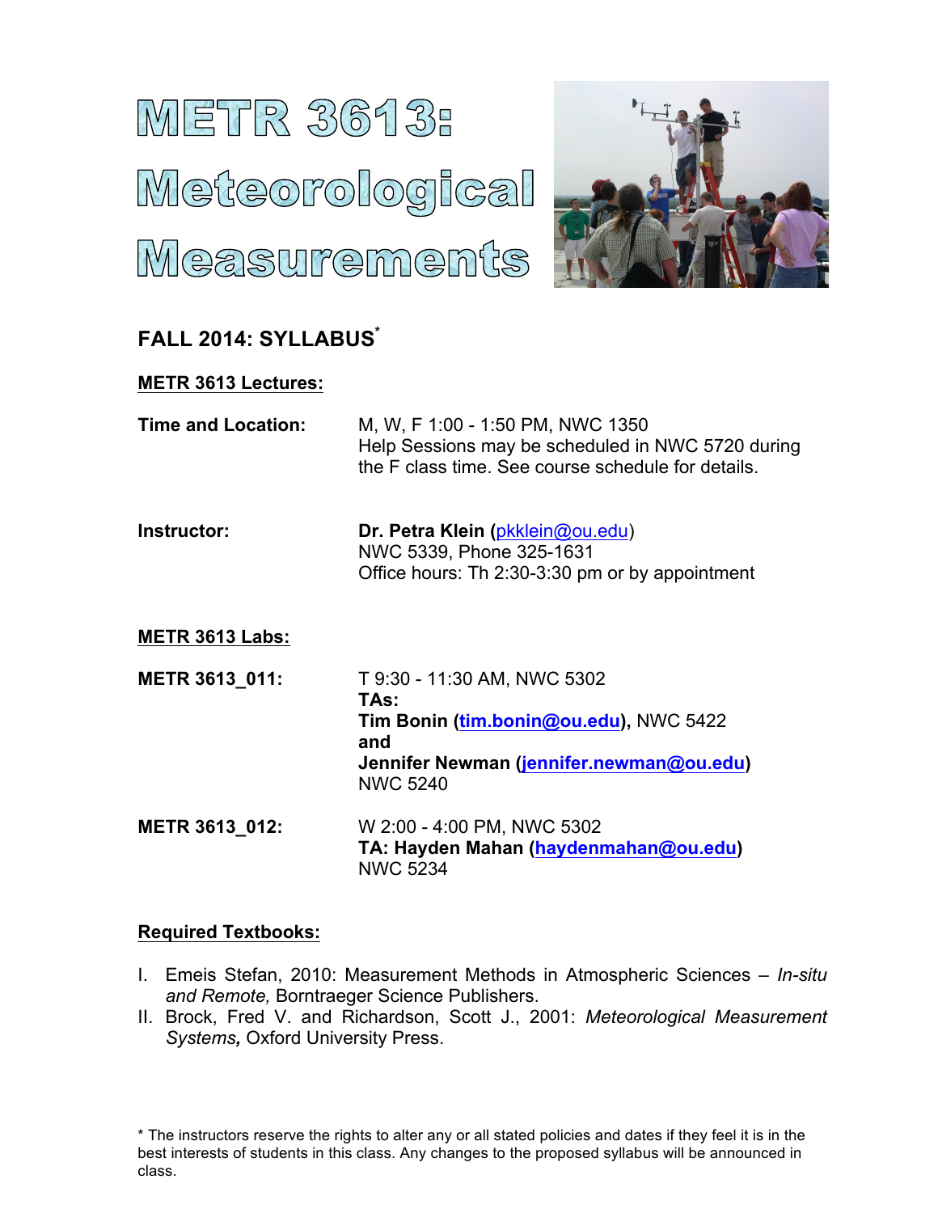# METR 3613: Meteorological Measurements

## FALL 2014: SYLLABUS*

### METR 3613 Lectures:

**Time and Location:** M, W, F 1:00 - 1:50 PM, NWC 1350
Help Sessions may be scheduled in NWC 5720 during the F class time. See course schedule for details.

**Instructor:** **Dr. Petra Klein (pkklein@ou.edu)**
NWC 5339, Phone 325-1631
Office hours: Th 2:30-3:30 pm or by appointment

### METR 3613 Labs:

**METR 3613_011:** T 9:30 - 11:30 AM, NWC 5302
**TAs:**
**Tim Bonin (tim.bonin@ou.edu),** NWC 5422
**and**
**Jennifer Newman (jennifer.newman@ou.edu)**
NWC 5240

**METR 3613_012:** W 2:00 - 4:00 PM, NWC 5302
**TA: Hayden Mahan (haydenmahan@ou.edu)**
NWC 5234

### Required Textbooks:

I. Emeis Stefan, 2010: Measurement Methods in Atmospheric Sciences – *In-situ and Remote,* Borntraeger Science Publishers.
II. Brock, Fred V. and Richardson, Scott J., 2001: *Meteorological Measurement Systems,* Oxford University Press.

* The instructors reserve the rights to alter any or all stated policies and dates if they feel it is in the best interests of students in this class. Any changes to the proposed syllabus will be announced in class.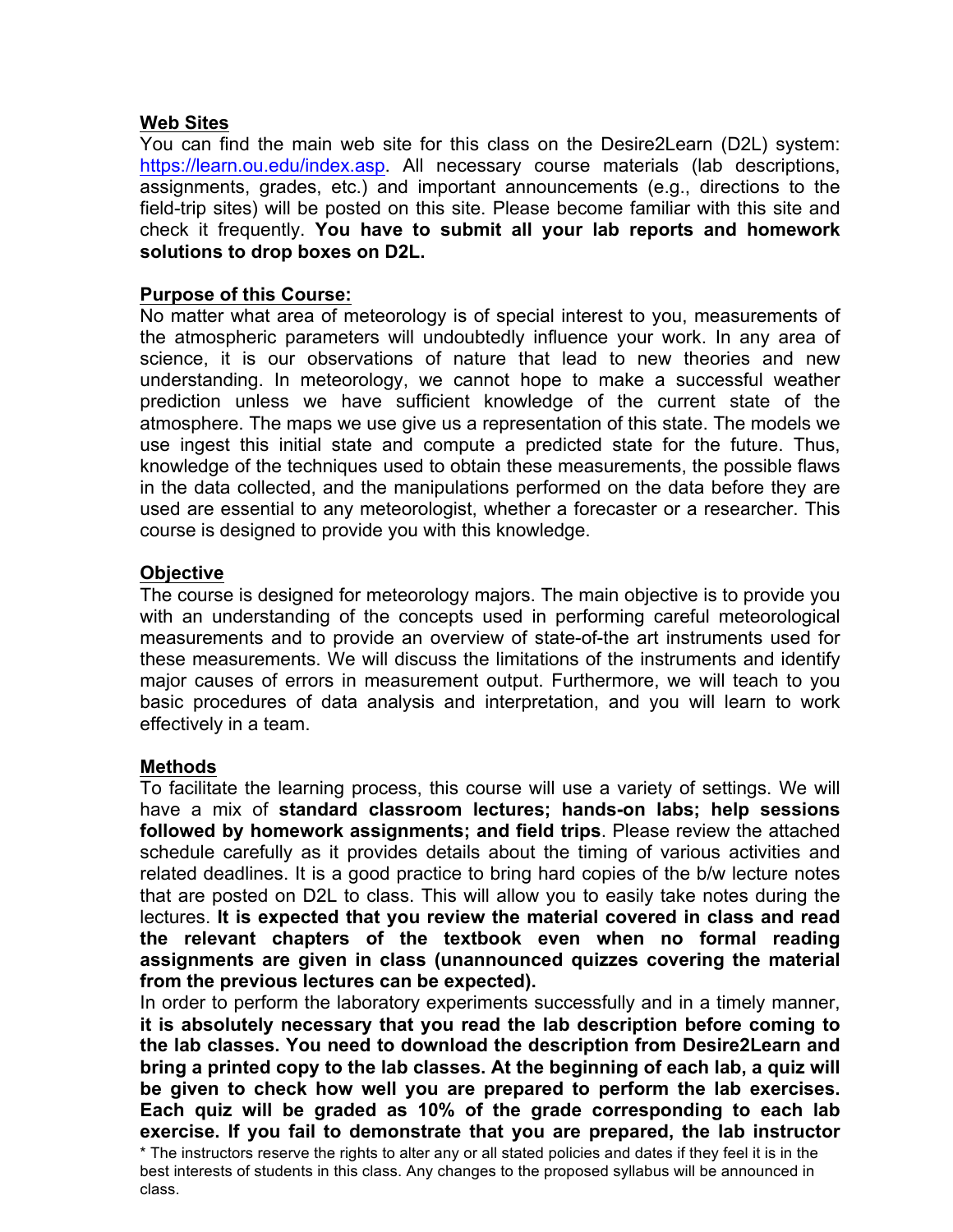## Web Sites

You can find the main web site for this class on the Desire2Learn (D2L) system: https://learn.ou.edu/index.asp. All necessary course materials (lab descriptions, assignments, grades, etc.) and important announcements (e.g., directions to the field-trip sites) will be posted on this site. Please become familiar with this site and check it frequently. **You have to submit all your lab reports and homework solutions to drop boxes on D2L.**

## Purpose of this Course:

No matter what area of meteorology is of special interest to you, measurements of the atmospheric parameters will undoubtedly influence your work. In any area of science, it is our observations of nature that lead to new theories and new understanding. In meteorology, we cannot hope to make a successful weather prediction unless we have sufficient knowledge of the current state of the atmosphere. The maps we use give us a representation of this state. The models we use ingest this initial state and compute a predicted state for the future. Thus, knowledge of the techniques used to obtain these measurements, the possible flaws in the data collected, and the manipulations performed on the data before they are used are essential to any meteorologist, whether a forecaster or a researcher. This course is designed to provide you with this knowledge.

## Objective

The course is designed for meteorology majors. The main objective is to provide you with an understanding of the concepts used in performing careful meteorological measurements and to provide an overview of state-of-the art instruments used for these measurements. We will discuss the limitations of the instruments and identify major causes of errors in measurement output. Furthermore, we will teach to you basic procedures of data analysis and interpretation, and you will learn to work effectively in a team.

## Methods

To facilitate the learning process, this course will use a variety of settings. We will have a mix of **standard classroom lectures; hands-on labs; help sessions followed by homework assignments; and field trips**. Please review the attached schedule carefully as it provides details about the timing of various activities and related deadlines. It is a good practice to bring hard copies of the b/w lecture notes that are posted on D2L to class. This will allow you to easily take notes during the lectures. **It is expected that you review the material covered in class and read the relevant chapters of the textbook even when no formal reading assignments are given in class (unannounced quizzes covering the material from the previous lectures can be expected).**

In order to perform the laboratory experiments successfully and in a timely manner, **it is absolutely necessary that you read the lab description before coming to the lab classes. You need to download the description from Desire2Learn and bring a printed copy to the lab classes. At the beginning of each lab, a quiz will be given to check how well you are prepared to perform the lab exercises. Each quiz will be graded as 10% of the grade corresponding to each lab exercise. If you fail to demonstrate that you are prepared, the lab instructor**

* The instructors reserve the rights to alter any or all stated policies and dates if they feel it is in the best interests of students in this class. Any changes to the proposed syllabus will be announced in class.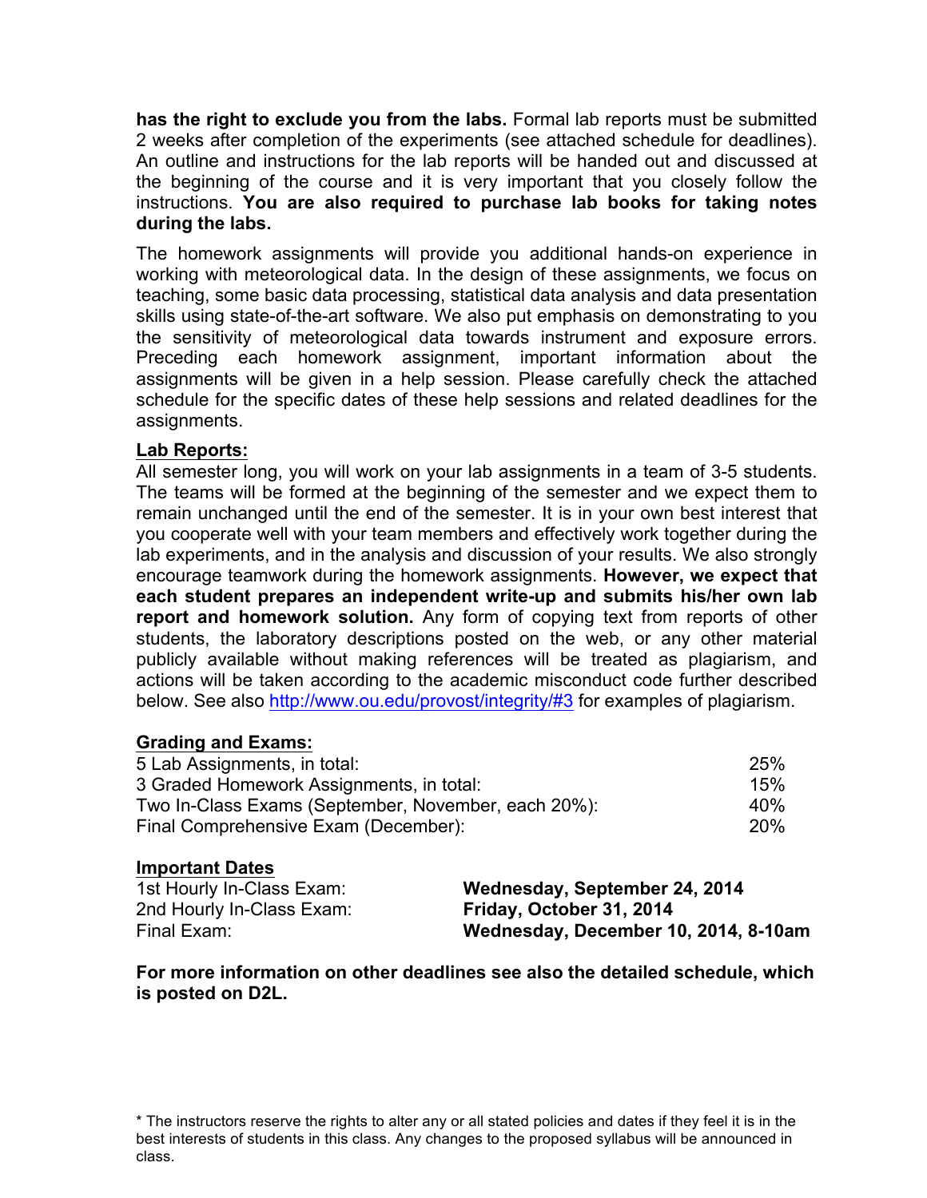**has the right to exclude you from the labs.** Formal lab reports must be submitted 2 weeks after completion of the experiments (see attached schedule for deadlines). An outline and instructions for the lab reports will be handed out and discussed at the beginning of the course and it is very important that you closely follow the instructions. **You are also required to purchase lab books for taking notes during the labs.**

The homework assignments will provide you additional hands-on experience in working with meteorological data. In the design of these assignments, we focus on teaching, some basic data processing, statistical data analysis and data presentation skills using state-of-the-art software. We also put emphasis on demonstrating to you the sensitivity of meteorological data towards instrument and exposure errors. Preceding each homework assignment, important information about the assignments will be given in a help session. Please carefully check the attached schedule for the specific dates of these help sessions and related deadlines for the assignments.

**<u>Lab Reports:</u>**

All semester long, you will work on your lab assignments in a team of 3-5 students. The teams will be formed at the beginning of the semester and we expect them to remain unchanged until the end of the semester. It is in your own best interest that you cooperate well with your team members and effectively work together during the lab experiments, and in the analysis and discussion of your results. We also strongly encourage teamwork during the homework assignments. **However, we expect that each student prepares an independent write-up and submits his/her own lab report and homework solution.** Any form of copying text from reports of other students, the laboratory descriptions posted on the web, or any other material publicly available without making references will be treated as plagiarism, and actions will be taken according to the academic misconduct code further described below. See also http://www.ou.edu/provost/integrity/#3 for examples of plagiarism.

**<u>Grading and Exams:</u>**

| | |
|---|---|
| 5 Lab Assignments, in total: | 25% |
| 3 Graded Homework Assignments, in total: | 15% |
| Two In-Class Exams (September, November, each 20%): | 40% |
| Final Comprehensive Exam (December): | 20% |

**<u>Important Dates</u>**

| | |
|---|---|
| 1st Hourly In-Class Exam: | **Wednesday, September 24, 2014** |
| 2nd Hourly In-Class Exam: | **Friday, October 31, 2014** |
| Final Exam: | **Wednesday, December 10, 2014, 8-10am** |

**For more information on other deadlines see also the detailed schedule, which is posted on D2L.**

* The instructors reserve the rights to alter any or all stated policies and dates if they feel it is in the best interests of students in this class. Any changes to the proposed syllabus will be announced in class.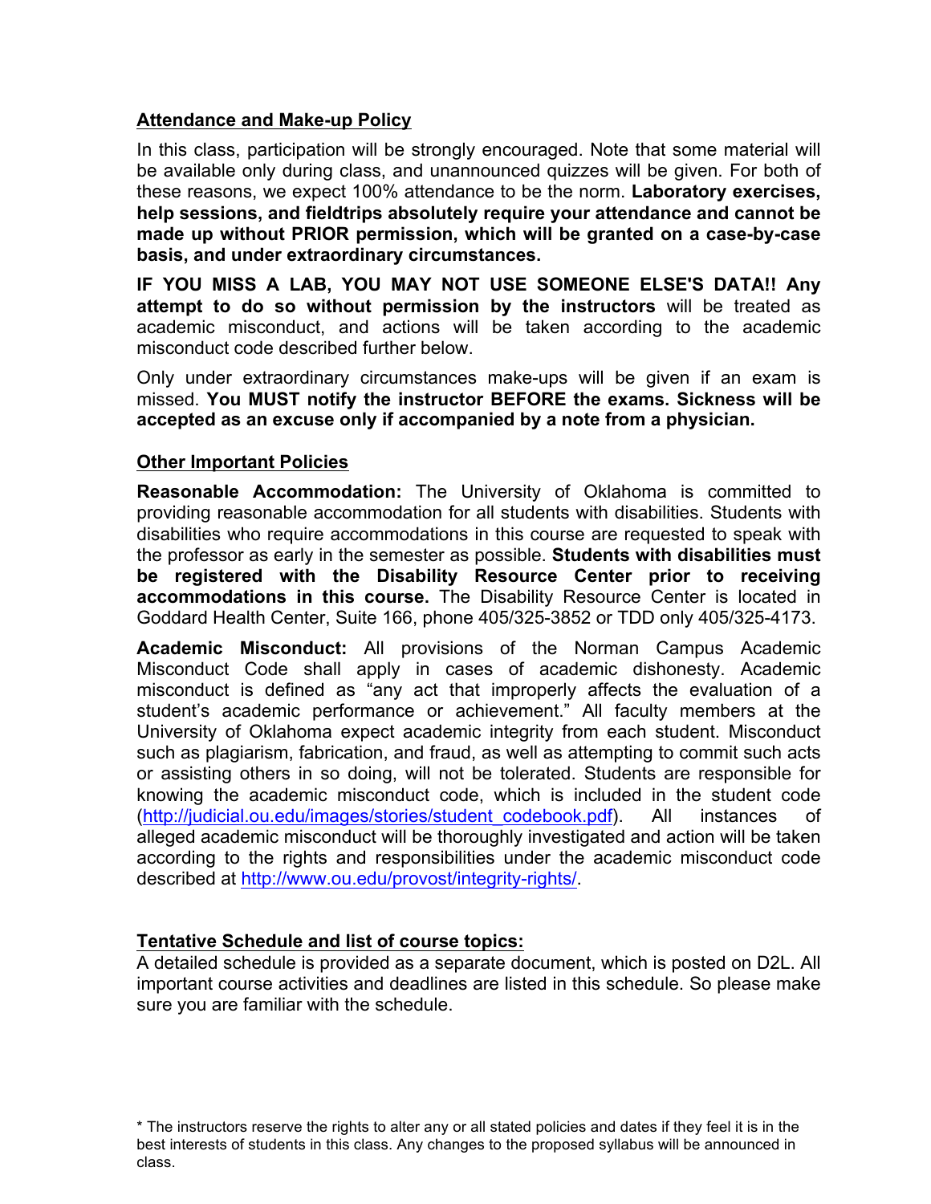## Attendance and Make-up Policy

In this class, participation will be strongly encouraged. Note that some material will be available only during class, and unannounced quizzes will be given. For both of these reasons, we expect 100% attendance to be the norm. **Laboratory exercises, help sessions, and fieldtrips absolutely require your attendance and cannot be made up without PRIOR permission, which will be granted on a case-by-case basis, and under extraordinary circumstances.**

**IF YOU MISS A LAB, YOU MAY NOT USE SOMEONE ELSE'S DATA!! Any attempt to do so without permission by the instructors** will be treated as academic misconduct, and actions will be taken according to the academic misconduct code described further below.

Only under extraordinary circumstances make-ups will be given if an exam is missed. **You MUST notify the instructor BEFORE the exams. Sickness will be accepted as an excuse only if accompanied by a note from a physician.**

## Other Important Policies

**Reasonable Accommodation:** The University of Oklahoma is committed to providing reasonable accommodation for all students with disabilities. Students with disabilities who require accommodations in this course are requested to speak with the professor as early in the semester as possible. **Students with disabilities must be registered with the Disability Resource Center prior to receiving accommodations in this course.** The Disability Resource Center is located in Goddard Health Center, Suite 166, phone 405/325-3852 or TDD only 405/325-4173.

**Academic Misconduct:** All provisions of the Norman Campus Academic Misconduct Code shall apply in cases of academic dishonesty. Academic misconduct is defined as "any act that improperly affects the evaluation of a student's academic performance or achievement." All faculty members at the University of Oklahoma expect academic integrity from each student. Misconduct such as plagiarism, fabrication, and fraud, as well as attempting to commit such acts or assisting others in so doing, will not be tolerated. Students are responsible for knowing the academic misconduct code, which is included in the student code (http://judicial.ou.edu/images/stories/student_codebook.pdf). All instances of alleged academic misconduct will be thoroughly investigated and action will be taken according to the rights and responsibilities under the academic misconduct code described at http://www.ou.edu/provost/integrity-rights/.

## Tentative Schedule and list of course topics:

A detailed schedule is provided as a separate document, which is posted on D2L. All important course activities and deadlines are listed in this schedule. So please make sure you are familiar with the schedule.

* The instructors reserve the rights to alter any or all stated policies and dates if they feel it is in the best interests of students in this class. Any changes to the proposed syllabus will be announced in class.